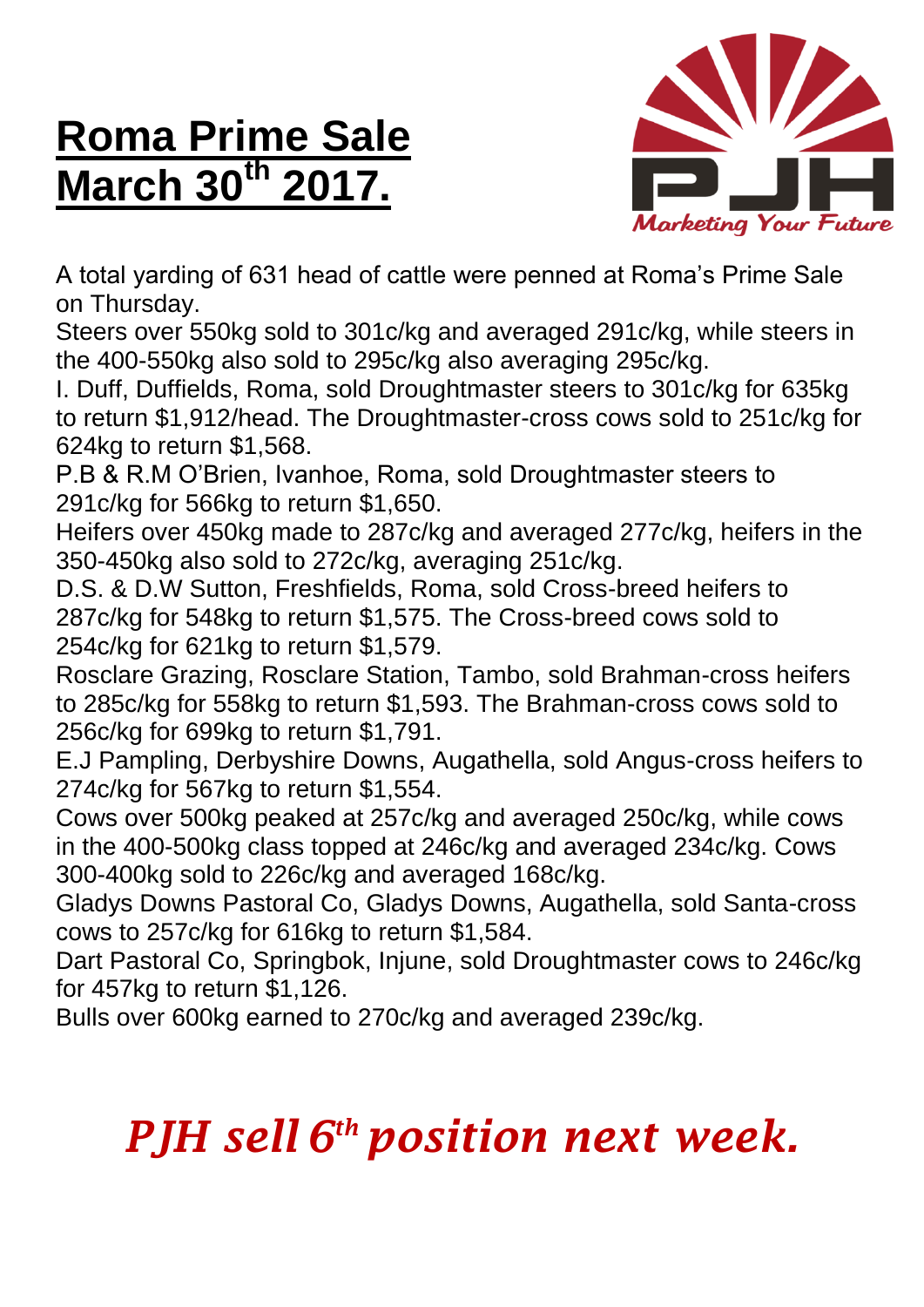# Roma Prime Sale March 30th 2017.

A total yarding of 631 head of cattle were penned at Roma's Prime Sale on Thursday.

Steers over 550kg sold to 301c/kg and averaged 291c/kg, while steers in the 400-550kg also sold to 295c/kg also averaging 295c/kg.

I. Duff, Duffields, Roma, sold Droughtmaster steers to 301c/kg for 635kg to return $1,912/head. The Droughtmaster-cross cows sold to 251c/kg for 624kg to return $1,568.

P.B & R.M O'Brien, Ivanhoe, Roma, sold Droughtmaster steers to 291c/kg for 566kg to return $1,650.

Heifers over 450kg made to 287c/kg and averaged 277c/kg, heifers in the 350-450kg also sold to 272c/kg, averaging 251c/kg.

D.S. & D.W Sutton, Freshfields, Roma, sold Cross-breed heifers to 287c/kg for 548kg to return $1,575. The Cross-breed cows sold to 254c/kg for 621kg to return $1,579.

Rosclare Grazing, Rosclare Station, Tambo, sold Brahman-cross heifers to 285c/kg for 558kg to return $1,593. The Brahman-cross cows sold to 256c/kg for 699kg to return $1,791.

E.J Pampling, Derbyshire Downs, Augathella, sold Angus-cross heifers to 274c/kg for 567kg to return $1,554.

Cows over 500kg peaked at 257c/kg and averaged 250c/kg, while cows in the 400-500kg class topped at 246c/kg and averaged 234c/kg. Cows 300-400kg sold to 226c/kg and averaged 168c/kg.

Gladys Downs Pastoral Co, Gladys Downs, Augathella, sold Santa-cross cows to 257c/kg for 616kg to return $1,584.

Dart Pastoral Co, Springbok, Injune, sold Droughtmaster cows to 246c/kg for 457kg to return $1,126.

Bulls over 600kg earned to 270c/kg and averaged 239c/kg.

***PJH sell 6th position next week.***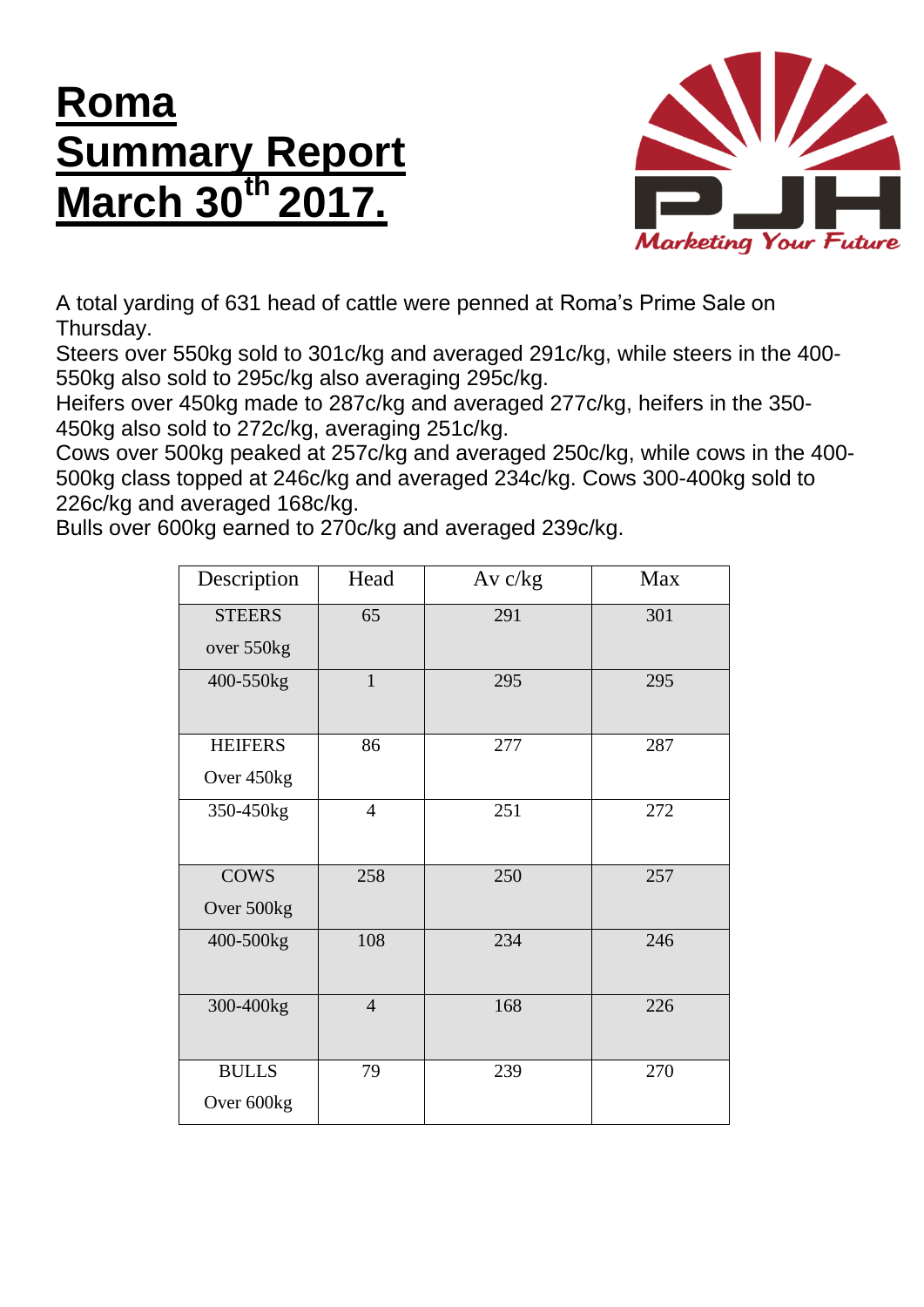# Roma Summary Report March 30th 2017.

A total yarding of 631 head of cattle were penned at Roma's Prime Sale on Thursday.

Steers over 550kg sold to 301c/kg and averaged 291c/kg, while steers in the 400-550kg also sold to 295c/kg also averaging 295c/kg.

Heifers over 450kg made to 287c/kg and averaged 277c/kg, heifers in the 350-450kg also sold to 272c/kg, averaging 251c/kg.

Cows over 500kg peaked at 257c/kg and averaged 250c/kg, while cows in the 400-500kg class topped at 246c/kg and averaged 234c/kg. Cows 300-400kg sold to 226c/kg and averaged 168c/kg.

Bulls over 600kg earned to 270c/kg and averaged 239c/kg.

| Description | Head | Av c/kg | Max |
|---|---|---|---|
| STEERS over 550kg | 65 | 291 | 301 |
| 400-550kg | 1 | 295 | 295 |
| HEIFERS Over 450kg | 86 | 277 | 287 |
| 350-450kg | 4 | 251 | 272 |
| COWS Over 500kg | 258 | 250 | 257 |
| 400-500kg | 108 | 234 | 246 |
| 300-400kg | 4 | 168 | 226 |
| BULLS Over 600kg | 79 | 239 | 270 |